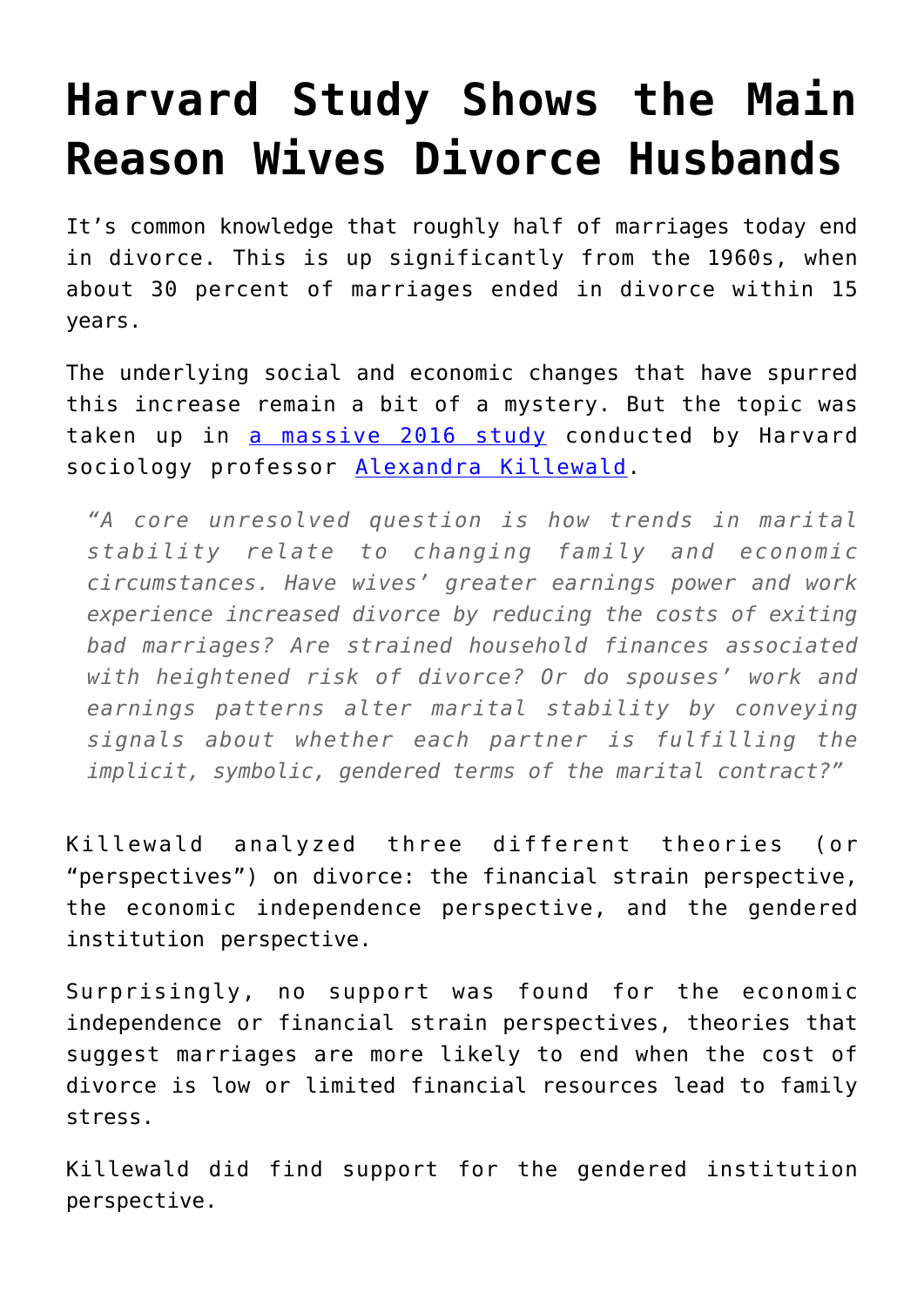# Harvard Study Shows the Main Reason Wives Divorce Husbands

It's common knowledge that roughly half of marriages today end in divorce. This is up significantly from the 1960s, when about 30 percent of marriages ended in divorce within 15 years.

The underlying social and economic changes that have spurred this increase remain a bit of a mystery. But the topic was taken up in [a massive 2016 study]() conducted by Harvard sociology professor [Alexandra Killewald]().

> *"A core unresolved question is how trends in marital stability relate to changing family and economic circumstances. Have wives' greater earnings power and work experience increased divorce by reducing the costs of exiting bad marriages? Are strained household finances associated with heightened risk of divorce? Or do spouses' work and earnings patterns alter marital stability by conveying signals about whether each partner is fulfilling the implicit, symbolic, gendered terms of the marital contract?"*

Killewald analyzed three different theories (or "perspectives") on divorce: the financial strain perspective, the economic independence perspective, and the gendered institution perspective.

Surprisingly, no support was found for the economic independence or financial strain perspectives, theories that suggest marriages are more likely to end when the cost of divorce is low or limited financial resources lead to family stress.

Killewald did find support for the gendered institution perspective.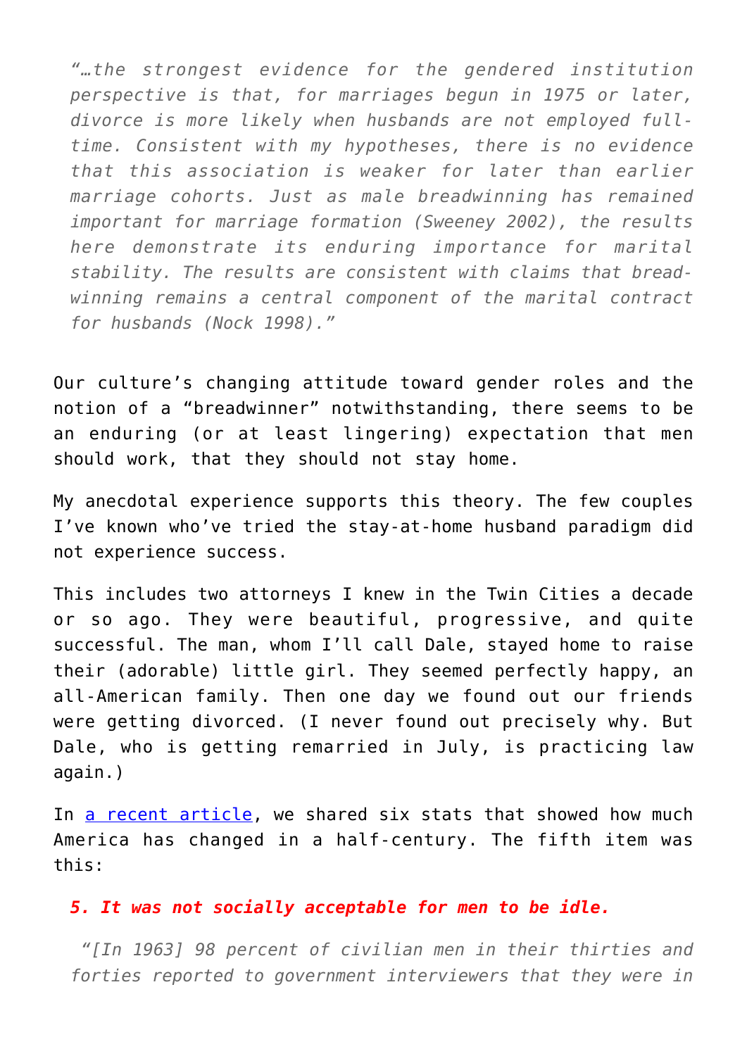> *"…the strongest evidence for the gendered institution perspective is that, for marriages begun in 1975 or later, divorce is more likely when husbands are not employed full-time. Consistent with my hypotheses, there is no evidence that this association is weaker for later than earlier marriage cohorts. Just as male breadwinning has remained important for marriage formation (Sweeney 2002), the results here demonstrate its enduring importance for marital stability. The results are consistent with claims that bread-winning remains a central component of the marital contract for husbands (Nock 1998)."*

Our culture's changing attitude toward gender roles and the notion of a "breadwinner" notwithstanding, there seems to be an enduring (or at least lingering) expectation that men should work, that they should not stay home.

My anecdotal experience supports this theory. The few couples I've known who've tried the stay-at-home husband paradigm did not experience success.

This includes two attorneys I knew in the Twin Cities a decade or so ago. They were beautiful, progressive, and quite successful. The man, whom I'll call Dale, stayed home to raise their (adorable) little girl. They seemed perfectly happy, an all-American family. Then one day we found out our friends were getting divorced. (I never found out precisely why. But Dale, who is getting remarried in July, is practicing law again.)

In a recent article, we shared six stats that showed how much America has changed in a half-century. The fifth item was this:

> ***5. It was not socially acceptable for men to be idle.***
>
> *"[In 1963] 98 percent of civilian men in their thirties and forties reported to government interviewers that they were in*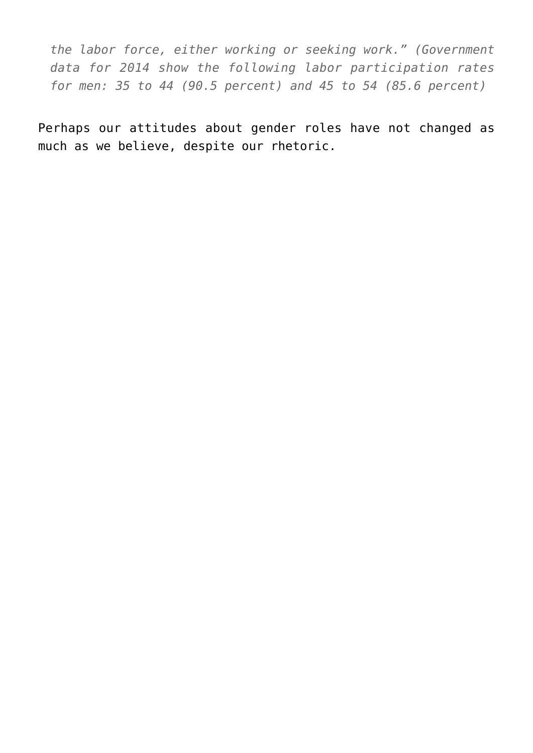> *the labor force, either working or seeking work." (Government data for 2014 show the following labor participation rates for men: 35 to 44 (90.5 percent) and 45 to 54 (85.6 percent)*

Perhaps our attitudes about gender roles have not changed as much as we believe, despite our rhetoric.